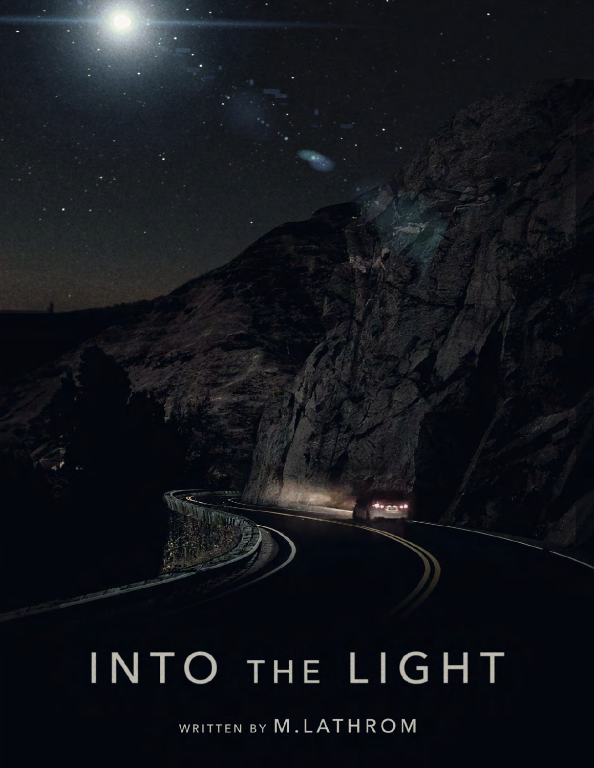# INTO THE LIGHT

WRITTEN BY M.LATHROM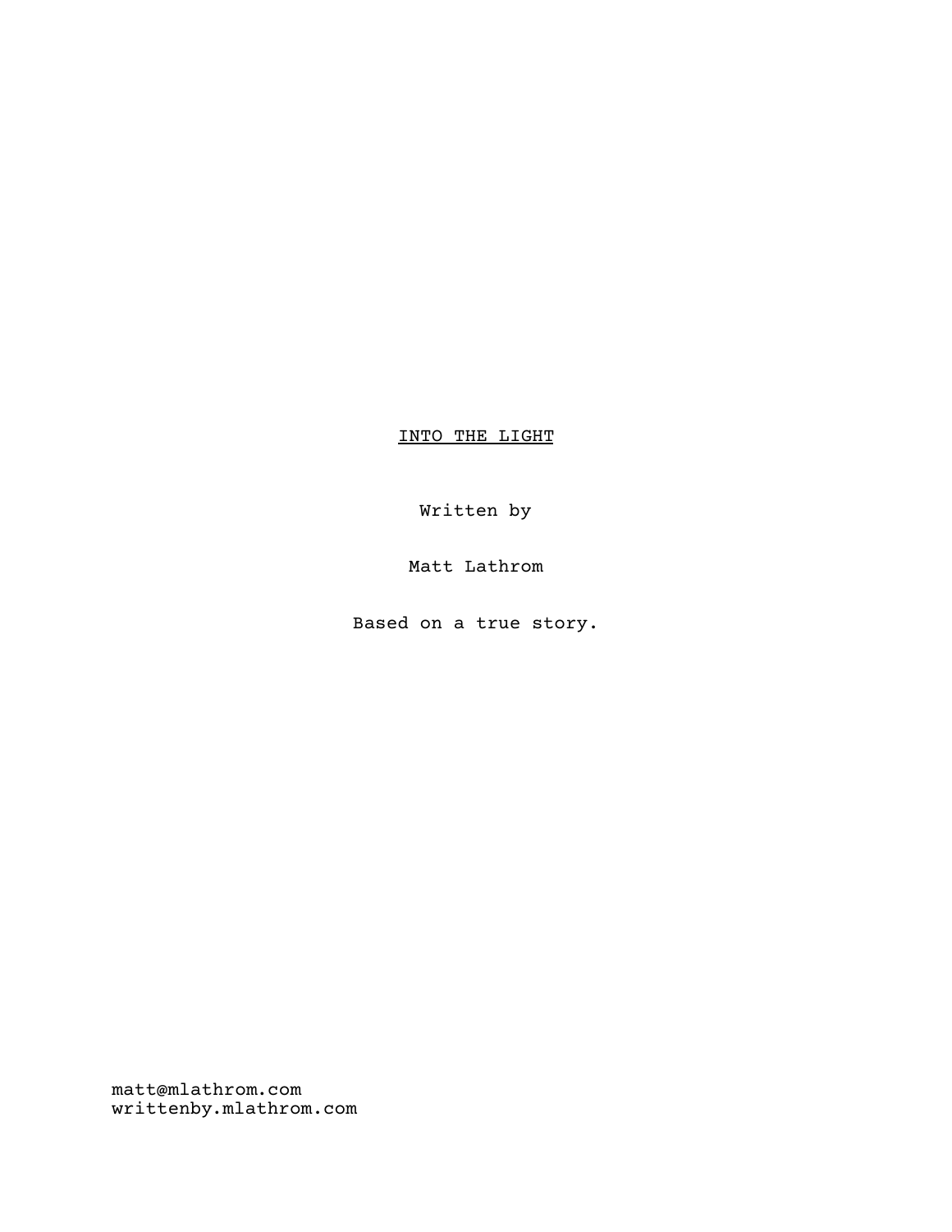INTO THE LIGHT

Written by

Matt Lathrom

Based on a true story.

matt@mlathrom.com
writtenby.mlathrom.com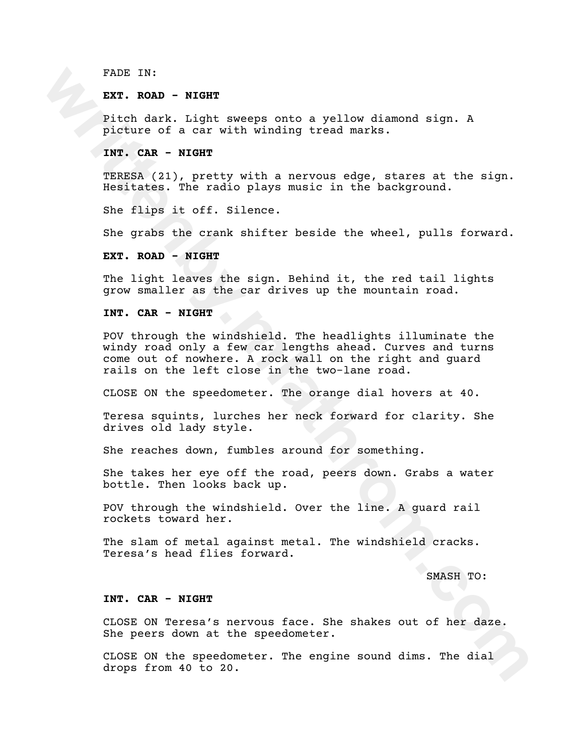FADE IN:

**EXT. ROAD - NIGHT**

Pitch dark. Light sweeps onto a yellow diamond sign. A picture of a car with winding tread marks.

**INT. CAR - NIGHT**

TERESA (21), pretty with a nervous edge, stares at the sign. Hesitates. The radio plays music in the background.

She flips it off. Silence.

She grabs the crank shifter beside the wheel, pulls forward.

**EXT. ROAD - NIGHT**

The light leaves the sign. Behind it, the red tail lights grow smaller as the car drives up the mountain road.

**INT. CAR - NIGHT**

POV through the windshield. The headlights illuminate the windy road only a few car lengths ahead. Curves and turns come out of nowhere. A rock wall on the right and guard rails on the left close in the two-lane road.

CLOSE ON the speedometer. The orange dial hovers at 40.

Teresa squints, lurches her neck forward for clarity. She drives old lady style.

She reaches down, fumbles around for something.

She takes her eye off the road, peers down. Grabs a water bottle. Then looks back up.

POV through the windshield. Over the line. A guard rail rockets toward her.

The slam of metal against metal. The windshield cracks. Teresa's head flies forward.

SMASH TO:

**INT. CAR - NIGHT**

CLOSE ON Teresa's nervous face. She shakes out of her daze. She peers down at the speedometer.

CLOSE ON the speedometer. The engine sound dims. The dial drops from 40 to 20.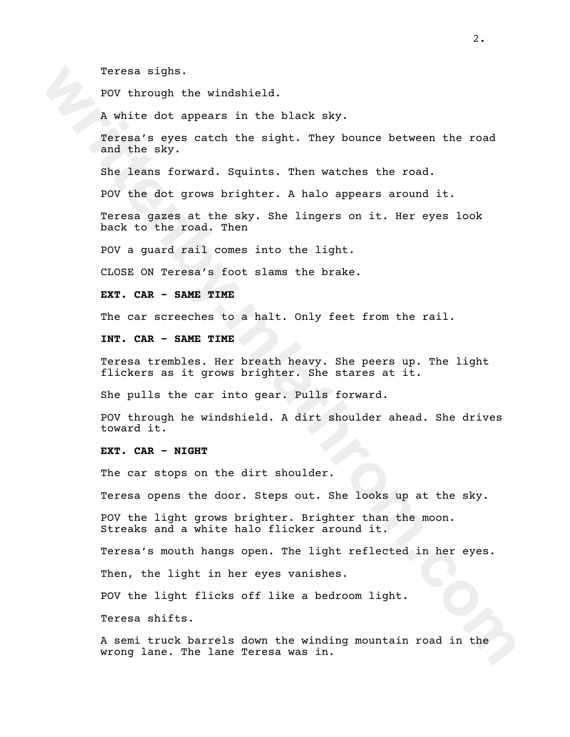Teresa sighs.

POV through the windshield.

A white dot appears in the black sky.

Teresa's eyes catch the sight. They bounce between the road and the sky.

She leans forward. Squints. Then watches the road.

POV the dot grows brighter. A halo appears around it.

Teresa gazes at the sky. She lingers on it. Her eyes look back to the road. Then

POV a guard rail comes into the light.

CLOSE ON Teresa's foot slams the brake.

**EXT. CAR - SAME TIME**

The car screeches to a halt. Only feet from the rail.

**INT. CAR - SAME TIME**

Teresa trembles. Her breath heavy. She peers up. The light flickers as it grows brighter. She stares at it.

She pulls the car into gear. Pulls forward.

POV through he windshield. A dirt shoulder ahead. She drives toward it.

**EXT. CAR - NIGHT**

The car stops on the dirt shoulder.

Teresa opens the door. Steps out. She looks up at the sky.

POV the light grows brighter. Brighter than the moon. Streaks and a white halo flicker around it.

Teresa's mouth hangs open. The light reflected in her eyes.

Then, the light in her eyes vanishes.

POV the light flicks off like a bedroom light.

Teresa shifts.

A semi truck barrels down the winding mountain road in the wrong lane. The lane Teresa was in.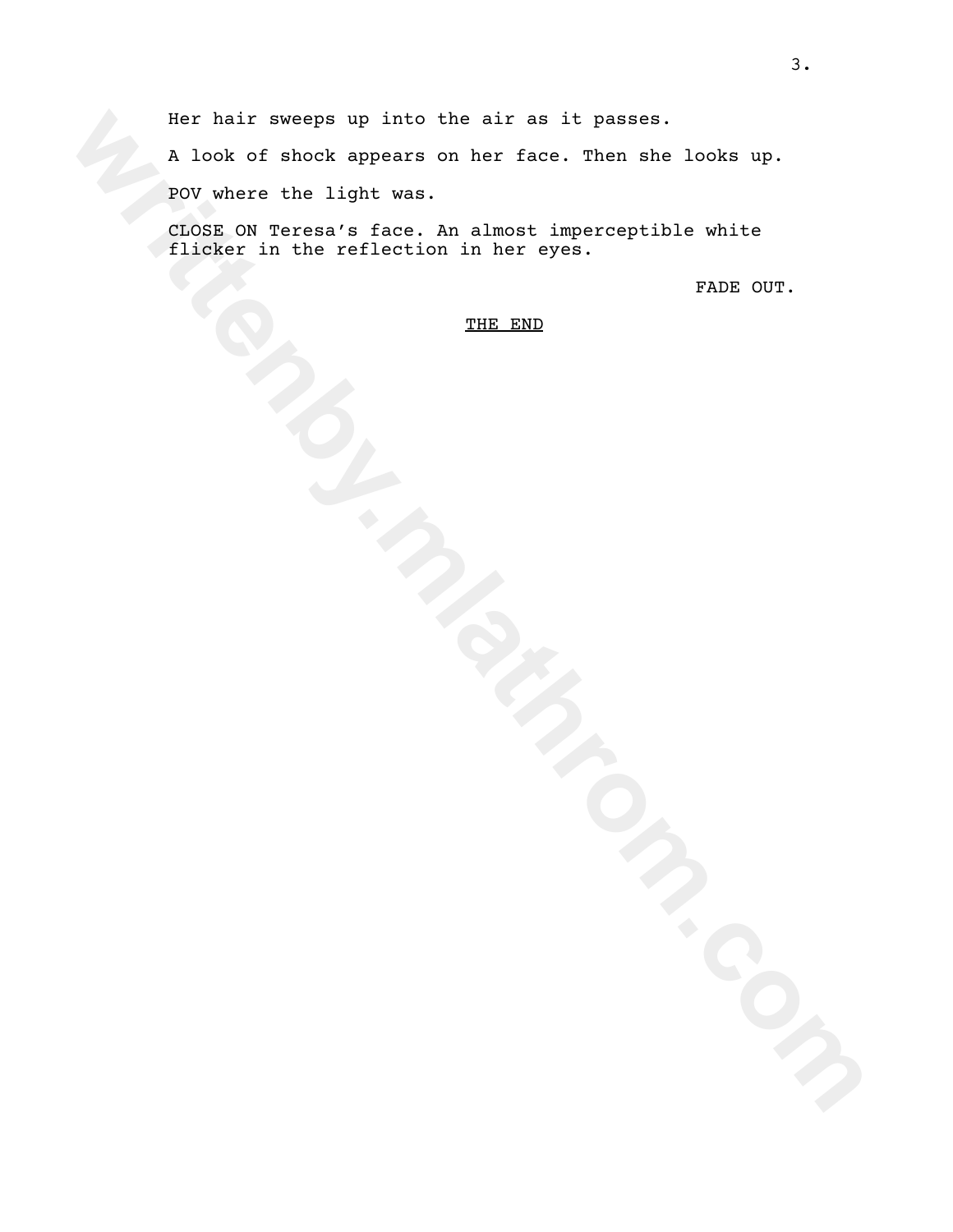Her hair sweeps up into the air as it passes.

A look of shock appears on her face. Then she looks up.

POV where the light was.

CLOSE ON Teresa's face. An almost imperceptible white flicker in the reflection in her eyes.

FADE OUT.

THE END